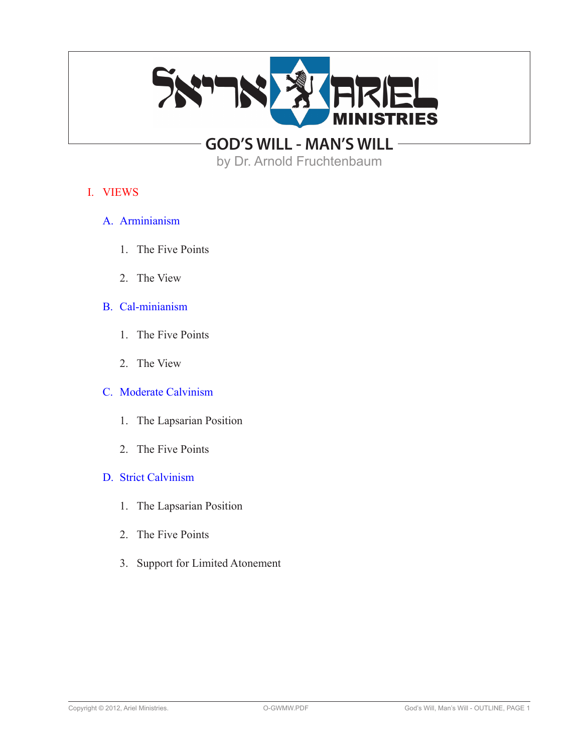# GOD'S WILL - MAN'S WILL

by Dr. Arnold Fruchtenbaum

## I. VIEWS

### A. Arminianism

1. The Five Points
2. The View

### B. Cal-minianism

1. The Five Points
2. The View

### C. Moderate Calvinism

1. The Lapsarian Position
2. The Five Points

### D. Strict Calvinism

1. The Lapsarian Position
2. The Five Points
3. Support for Limited Atonement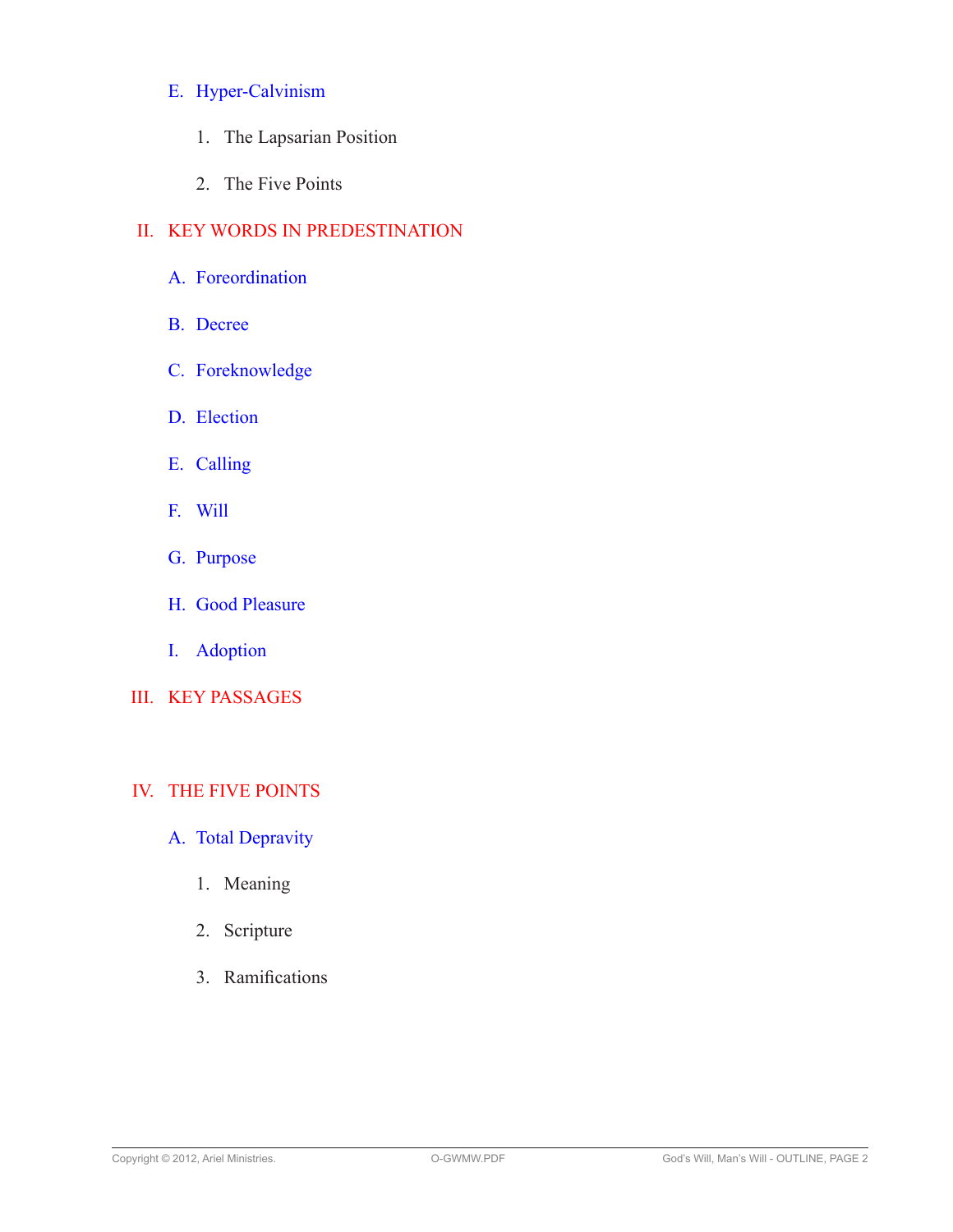E. Hyper-Calvinism

1. The Lapsarian Position

2. The Five Points

## II. KEY WORDS IN PREDESTINATION

A. Foreordination

B. Decree

C. Foreknowledge

D. Election

E. Calling

F. Will

G. Purpose

H. Good Pleasure

I. Adoption

## III. KEY PASSAGES

## IV. THE FIVE POINTS

A. Total Depravity

1. Meaning

2. Scripture

3. Ramifications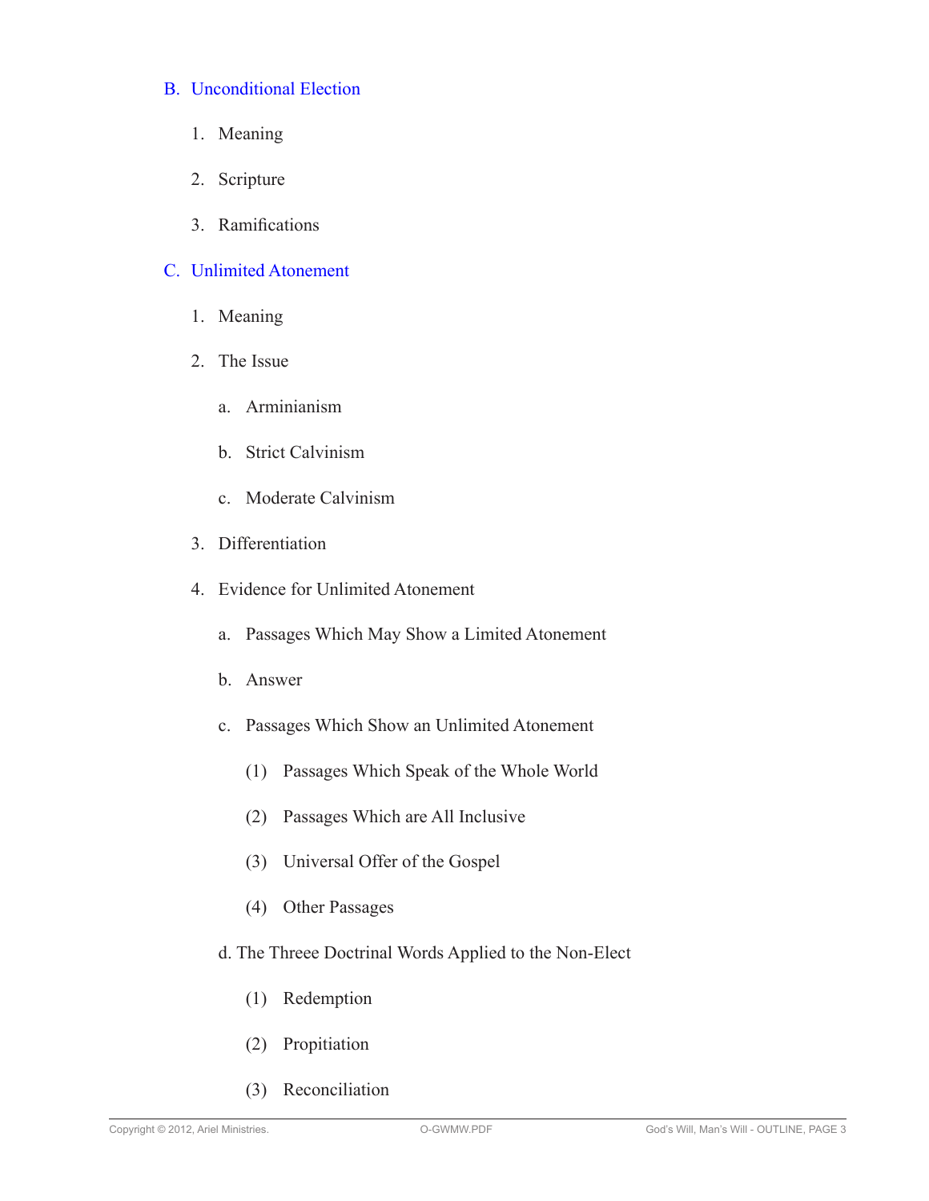## B. Unconditional Election

1. Meaning
2. Scripture
3. Ramifications

## C. Unlimited Atonement

1. Meaning
2. The Issue
   a. Arminianism
   b. Strict Calvinism
   c. Moderate Calvinism
3. Differentiation
4. Evidence for Unlimited Atonement
   a. Passages Which May Show a Limited Atonement
   b. Answer
   c. Passages Which Show an Unlimited Atonement
      (1) Passages Which Speak of the Whole World
      (2) Passages Which are All Inclusive
      (3) Universal Offer of the Gospel
      (4) Other Passages
   d. The Threee Doctrinal Words Applied to the Non-Elect
      (1) Redemption
      (2) Propitiation
      (3) Reconciliation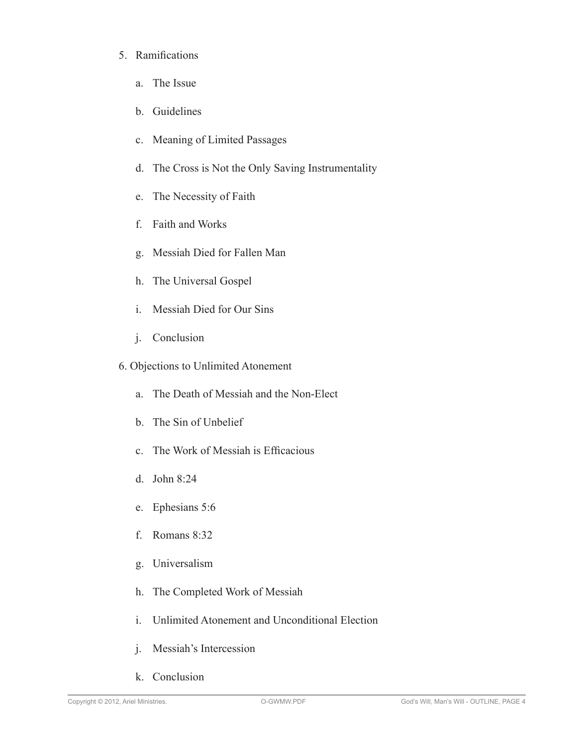5. Ramifications
    a. The Issue
    b. Guidelines
    c. Meaning of Limited Passages
    d. The Cross is Not the Only Saving Instrumentality
    e. The Necessity of Faith
    f. Faith and Works
    g. Messiah Died for Fallen Man
    h. The Universal Gospel
    i. Messiah Died for Our Sins
    j. Conclusion
6. Objections to Unlimited Atonement
    a. The Death of Messiah and the Non-Elect
    b. The Sin of Unbelief
    c. The Work of Messiah is Efficacious
    d. John 8:24
    e. Ephesians 5:6
    f. Romans 8:32
    g. Universalism
    h. The Completed Work of Messiah
    i. Unlimited Atonement and Unconditional Election
    j. Messiah's Intercession
    k. Conclusion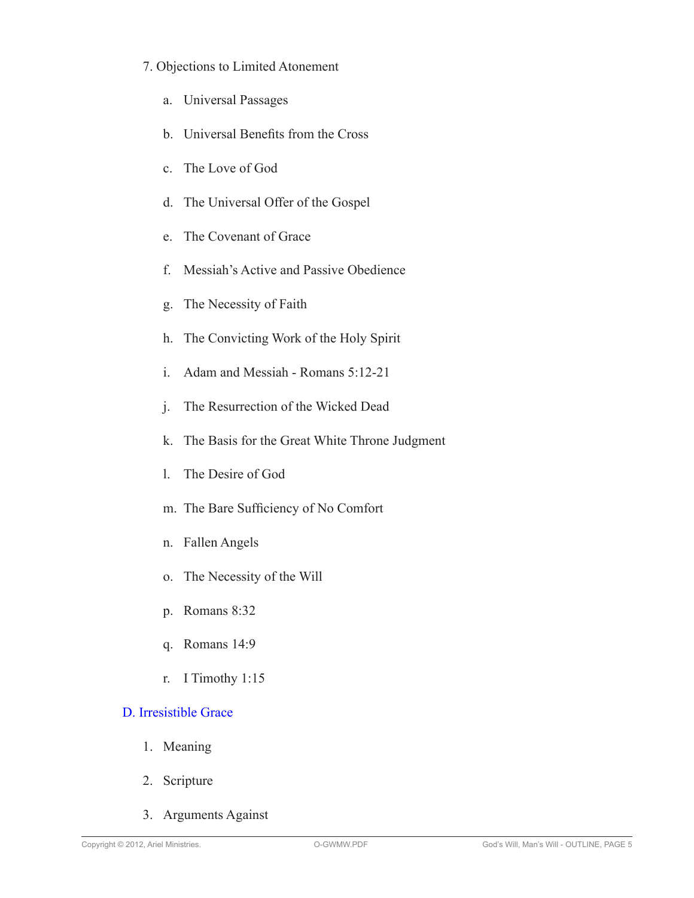7. Objections to Limited Atonement

   a. Universal Passages

   b. Universal Benefits from the Cross

   c. The Love of God

   d. The Universal Offer of the Gospel

   e. The Covenant of Grace

   f. Messiah's Active and Passive Obedience

   g. The Necessity of Faith

   h. The Convicting Work of the Holy Spirit

   i. Adam and Messiah - Romans 5:12-21

   j. The Resurrection of the Wicked Dead

   k. The Basis for the Great White Throne Judgment

   l. The Desire of God

   m. The Bare Sufficiency of No Comfort

   n. Fallen Angels

   o. The Necessity of the Will

   p. Romans 8:32

   q. Romans 14:9

   r. I Timothy 1:15

## D. Irresistible Grace

1. Meaning

2. Scripture

3. Arguments Against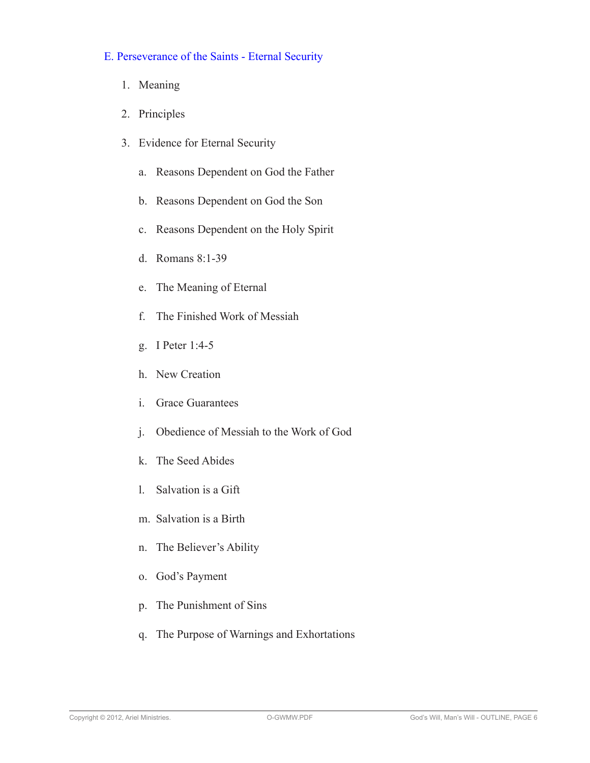## E. Perseverance of the Saints - Eternal Security

1. Meaning
2. Principles
3. Evidence for Eternal Security
    a. Reasons Dependent on God the Father
    b. Reasons Dependent on God the Son
    c. Reasons Dependent on the Holy Spirit
    d. Romans 8:1-39
    e. The Meaning of Eternal
    f. The Finished Work of Messiah
    g. I Peter 1:4-5
    h. New Creation
    i. Grace Guarantees
    j. Obedience of Messiah to the Work of God
    k. The Seed Abides
    l. Salvation is a Gift
    m. Salvation is a Birth
    n. The Believer's Ability
    o. God's Payment
    p. The Punishment of Sins
    q. The Purpose of Warnings and Exhortations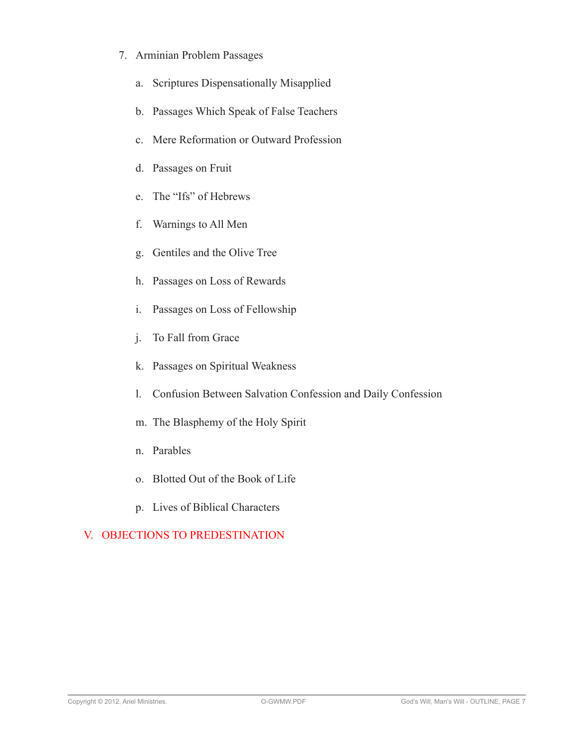7. Arminian Problem Passages

   a. Scriptures Dispensationally Misapplied

   b. Passages Which Speak of False Teachers

   c. Mere Reformation or Outward Profession

   d. Passages on Fruit

   e. The "Ifs" of Hebrews

   f. Warnings to All Men

   g. Gentiles and the Olive Tree

   h. Passages on Loss of Rewards

   i. Passages on Loss of Fellowship

   j. To Fall from Grace

   k. Passages on Spiritual Weakness

   l. Confusion Between Salvation Confession and Daily Confession

   m. The Blasphemy of the Holy Spirit

   n. Parables

   o. Blotted Out of the Book of Life

   p. Lives of Biblical Characters

## V. OBJECTIONS TO PREDESTINATION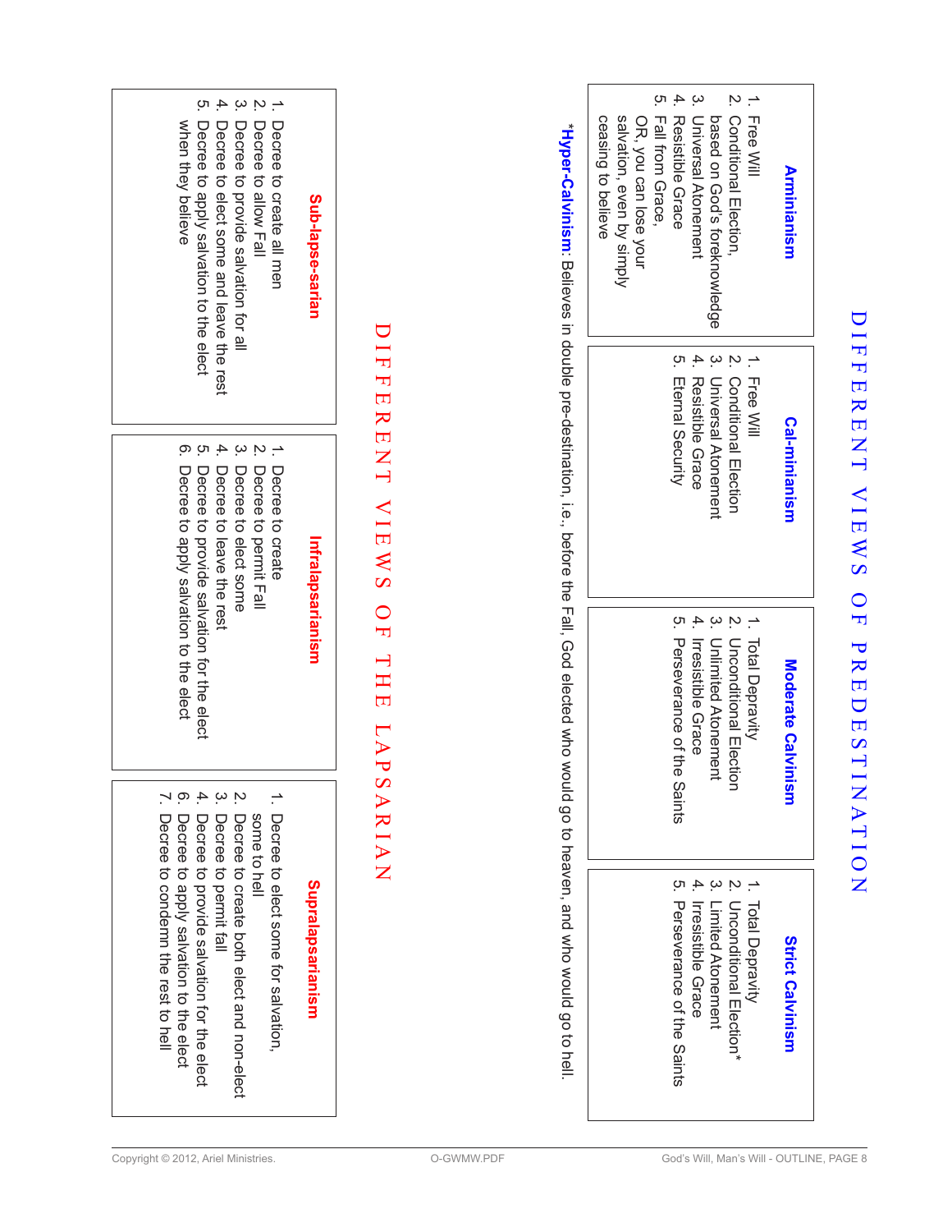# DIFFERENT VIEWS OF PREDESTINATION

### Arminianism

1. Free Will
2. Conditional Election, based on God's foreknowledge
3. Universal Atonement
4. Resistible Grace
5. Fall from Grace, OR, you can lose your salvation, even by simply ceasing to believe

### Cal-minianism

1. Free Will
2. Conditional Election
3. Universal Atonement
4. Resistible Grace
5. Eternal Security

### Moderate Calvinism

1. Total Depravity
2. Unconditional Election
3. Unlimited Atonement
4. Irresistible Grace
5. Perseverance of the Saints

### Strict Calvinism

1. Total Depravity
2. Unconditional Election*
3. Limited Atonement
4. Irresistible Grace
5. Perseverance of the Saints

***Hyper-Calvinism**: Believes in double pre-destination, i.e., before the Fall, God elected who would go to heaven, and who would go to hell.

# DIFFERENT VIEWS OF THE LAPSARIAN

### Sub-lapse-sarian

1. Decree to create all men
2. Decree to allow Fall
3. Decree to provide salvation for all
4. Decree to elect some and leave the rest
5. Decree to apply salvation to the elect when they believe

### Infralapsarianism

1. Decree to create
2. Decree to permit Fall
3. Decree to elect some
4. Decree to leave the rest
5. Decree to provide salvation for the elect
6. Decree to apply salvation to the elect

### Supralapsarianism

1. Decree to elect some for salvation, some to hell
2. Decree to create both elect and non-elect
3. Decree to permit fall
4. Decree to provide salvation for the elect
6. Decree to apply salvation to the elect
7. Decree to condemn the rest to hell